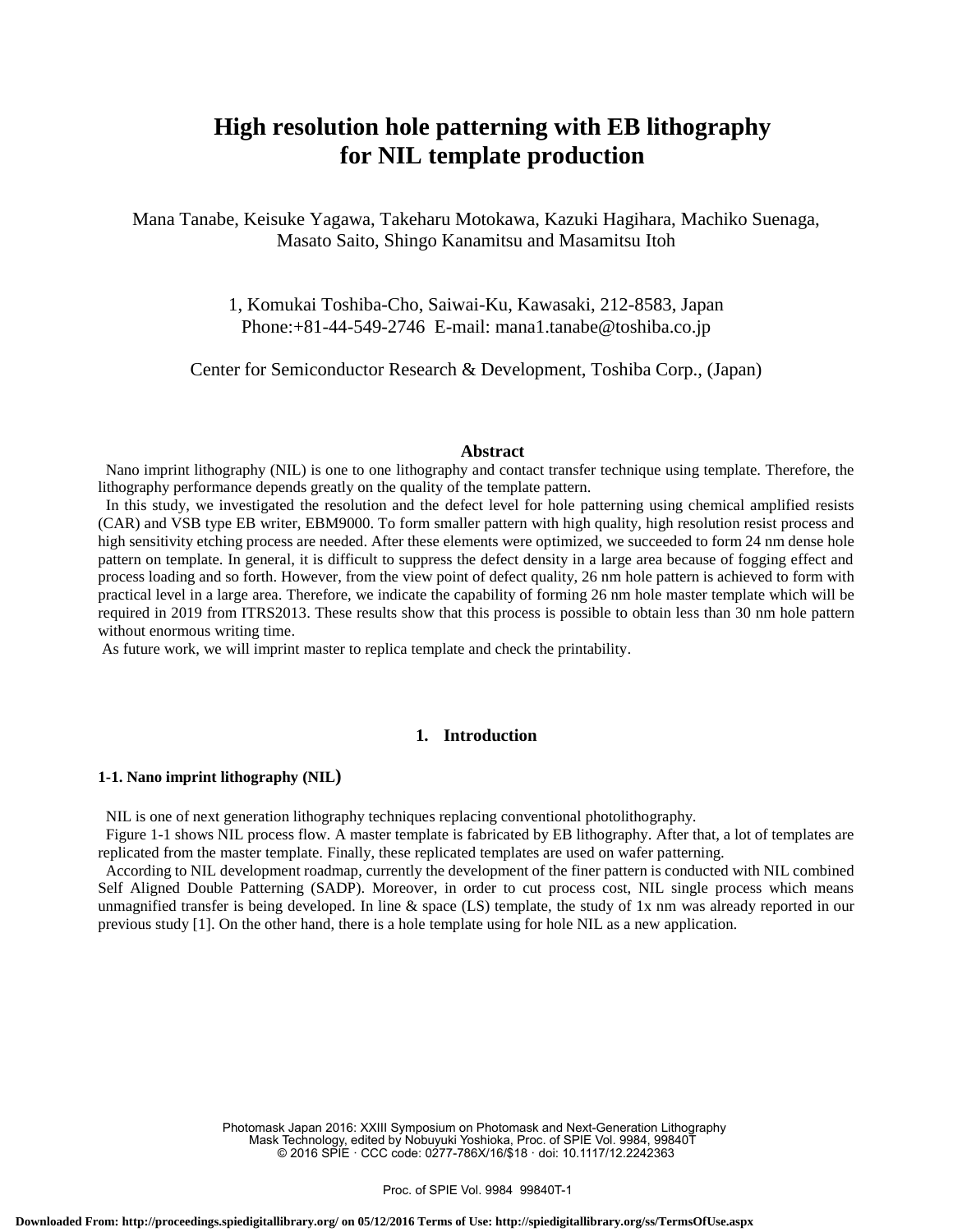# High resolution hole patterning with EB lithography for NIL template production

Mana Tanabe, Keisuke Yagawa, Takeharu Motokawa, Kazuki Hagihara, Machiko Suenaga, Masato Saito, Shingo Kanamitsu and Masamitsu Itoh

1, Komukai Toshiba-Cho, Saiwai-Ku, Kawasaki, 212-8583, Japan
Phone:+81-44-549-2746 E-mail: mana1.tanabe@toshiba.co.jp

Center for Semiconductor Research & Development, Toshiba Corp., (Japan)

## Abstract

Nano imprint lithography (NIL) is one to one lithography and contact transfer technique using template. Therefore, the lithography performance depends greatly on the quality of the template pattern.

In this study, we investigated the resolution and the defect level for hole patterning using chemical amplified resists (CAR) and VSB type EB writer, EBM9000. To form smaller pattern with high quality, high resolution resist process and high sensitivity etching process are needed. After these elements were optimized, we succeeded to form 24 nm dense hole pattern on template. In general, it is difficult to suppress the defect density in a large area because of fogging effect and process loading and so forth. However, from the view point of defect quality, 26 nm hole pattern is achieved to form with practical level in a large area. Therefore, we indicate the capability of forming 26 nm hole master template which will be required in 2019 from ITRS2013. These results show that this process is possible to obtain less than 30 nm hole pattern without enormous writing time.

As future work, we will imprint master to replica template and check the printability.

## 1. Introduction

### 1-1. Nano imprint lithography (NIL)

NIL is one of next generation lithography techniques replacing conventional photolithography.

Figure 1-1 shows NIL process flow. A master template is fabricated by EB lithography. After that, a lot of templates are replicated from the master template. Finally, these replicated templates are used on wafer patterning.

According to NIL development roadmap, currently the development of the finer pattern is conducted with NIL combined Self Aligned Double Patterning (SADP). Moreover, in order to cut process cost, NIL single process which means unmagnified transfer is being developed. In line & space (LS) template, the study of 1x nm was already reported in our previous study [1]. On the other hand, there is a hole template using for hole NIL as a new application.

Photomask Japan 2016: XXIII Symposium on Photomask and Next-Generation Lithography Mask Technology, edited by Nobuyuki Yoshioka, Proc. of SPIE Vol. 9984, 99840T
© 2016 SPIE · CCC code: 0277-786X/16/$18 · doi: 10.1117/12.2242363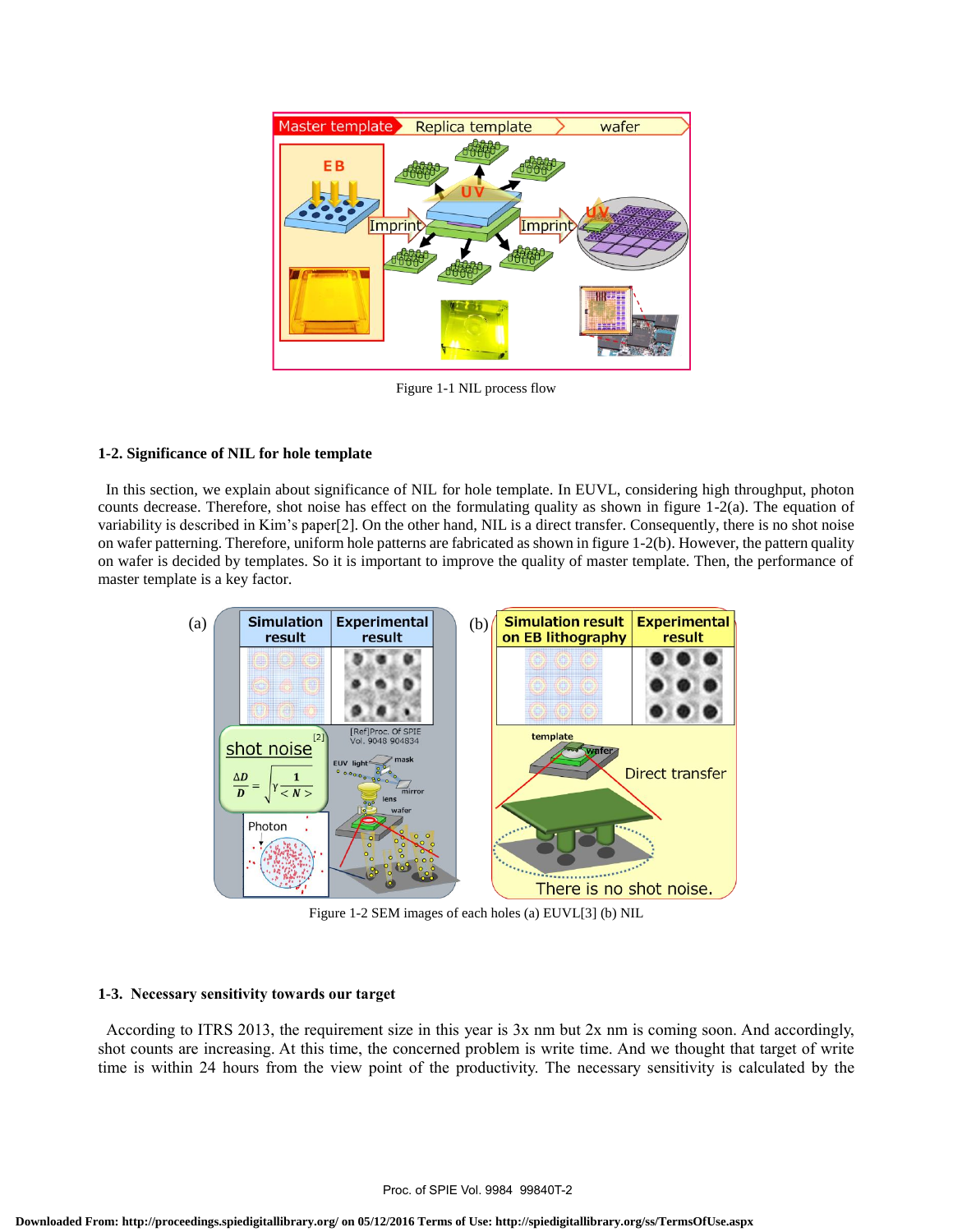Figure 1-1 NIL process flow

### 1-2. Significance of NIL for hole template

In this section, we explain about significance of NIL for hole template. In EUVL, considering high throughput, photon counts decrease. Therefore, shot noise has effect on the formulating quality as shown in figure 1-2(a). The equation of variability is described in Kim's paper[2]. On the other hand, NIL is a direct transfer. Consequently, there is no shot noise on wafer patterning. Therefore, uniform hole patterns are fabricated as shown in figure 1-2(b). However, the pattern quality on wafer is decided by templates. So it is important to improve the quality of master template. Then, the performance of master template is a key factor.

Figure 1-2 SEM images of each holes (a) EUVL[3] (b) NIL

### 1-3. Necessary sensitivity towards our target

According to ITRS 2013, the requirement size in this year is 3x nm but 2x nm is coming soon. And accordingly, shot counts are increasing. At this time, the concerned problem is write time. And we thought that target of write time is within 24 hours from the view point of the productivity. The necessary sensitivity is calculated by the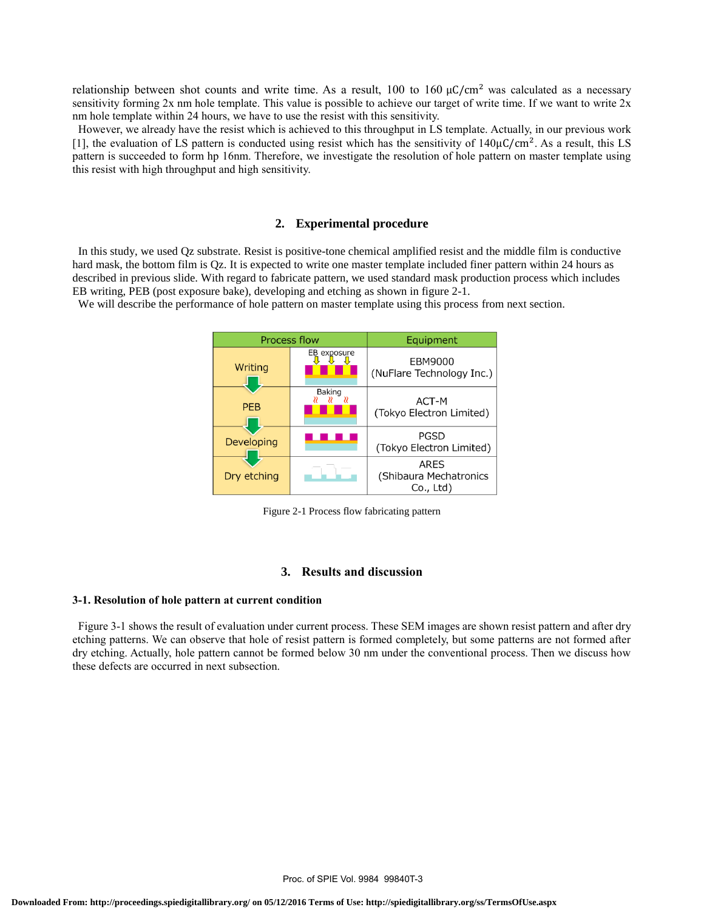relationship between shot counts and write time. As a result, 100 to 160 μC/cm² was calculated as a necessary sensitivity forming 2x nm hole template. This value is possible to achieve our target of write time. If we want to write 2x nm hole template within 24 hours, we have to use the resist with this sensitivity.

However, we already have the resist which is achieved to this throughput in LS template. Actually, in our previous work [1], the evaluation of LS pattern is conducted using resist which has the sensitivity of 140μC/cm². As a result, this LS pattern is succeeded to form hp 16nm. Therefore, we investigate the resolution of hole pattern on master template using this resist with high throughput and high sensitivity.

## 2. Experimental procedure

In this study, we used Qz substrate. Resist is positive-tone chemical amplified resist and the middle film is conductive hard mask, the bottom film is Qz. It is expected to write one master template included finer pattern within 24 hours as described in previous slide. With regard to fabricate pattern, we used standard mask production process which includes EB writing, PEB (post exposure bake), developing and etching as shown in figure 2-1.

We will describe the performance of hole pattern on master template using this process from next section.

| Process flow | | Equipment |
|---|---|---|
| Writing | EB exposure | EBM9000 (NuFlare Technology Inc.) |
| PEB | Baking | ACT-M (Tokyo Electron Limited) |
| Developing | | PGSD (Tokyo Electron Limited) |
| Dry etching | | ARES (Shibaura Mechatronics Co., Ltd) |

Figure 2-1 Process flow fabricating pattern

## 3. Results and discussion

### 3-1. Resolution of hole pattern at current condition

Figure 3-1 shows the result of evaluation under current process. These SEM images are shown resist pattern and after dry etching patterns. We can observe that hole of resist pattern is formed completely, but some patterns are not formed after dry etching. Actually, hole pattern cannot be formed below 30 nm under the conventional process. Then we discuss how these defects are occurred in next subsection.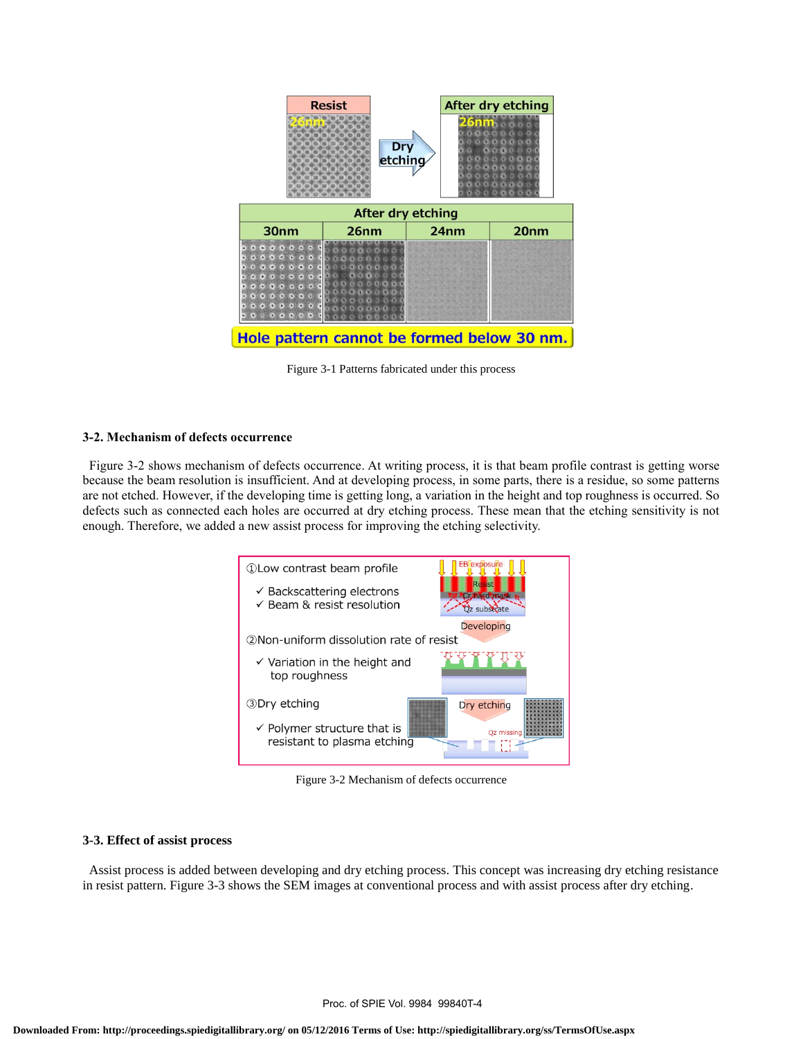Figure 3-1 Patterns fabricated under this process

## 3-2. Mechanism of defects occurrence

Figure 3-2 shows mechanism of defects occurrence. At writing process, it is that beam profile contrast is getting worse because the beam resolution is insufficient. And at developing process, in some parts, there is a residue, so some patterns are not etched. However, if the developing time is getting long, a variation in the height and top roughness is occurred. So defects such as connected each holes are occurred at dry etching process. These mean that the etching sensitivity is not enough. Therefore, we added a new assist process for improving the etching selectivity.

Figure 3-2 Mechanism of defects occurrence

## 3-3. Effect of assist process

Assist process is added between developing and dry etching process. This concept was increasing dry etching resistance in resist pattern. Figure 3-3 shows the SEM images at conventional process and with assist process after dry etching.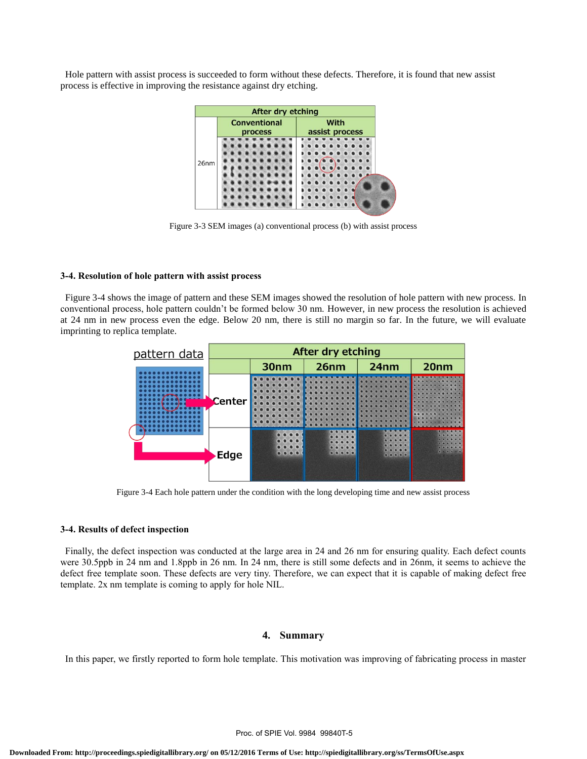Hole pattern with assist process is succeeded to form without these defects. Therefore, it is found that new assist process is effective in improving the resistance against dry etching.

Figure 3-3 SEM images (a) conventional process (b) with assist process

### 3-4. Resolution of hole pattern with assist process

Figure 3-4 shows the image of pattern and these SEM images showed the resolution of hole pattern with new process. In conventional process, hole pattern couldn't be formed below 30 nm. However, in new process the resolution is achieved at 24 nm in new process even the edge. Below 20 nm, there is still no margin so far. In the future, we will evaluate imprinting to replica template.

Figure 3-4 Each hole pattern under the condition with the long developing time and new assist process

### 3-4. Results of defect inspection

Finally, the defect inspection was conducted at the large area in 24 and 26 nm for ensuring quality. Each defect counts were 30.5ppb in 24 nm and 1.8ppb in 26 nm. In 24 nm, there is still some defects and in 26nm, it seems to achieve the defect free template soon. These defects are very tiny. Therefore, we can expect that it is capable of making defect free template. 2x nm template is coming to apply for hole NIL.

## 4. Summary

In this paper, we firstly reported to form hole template. This motivation was improving of fabricating process in master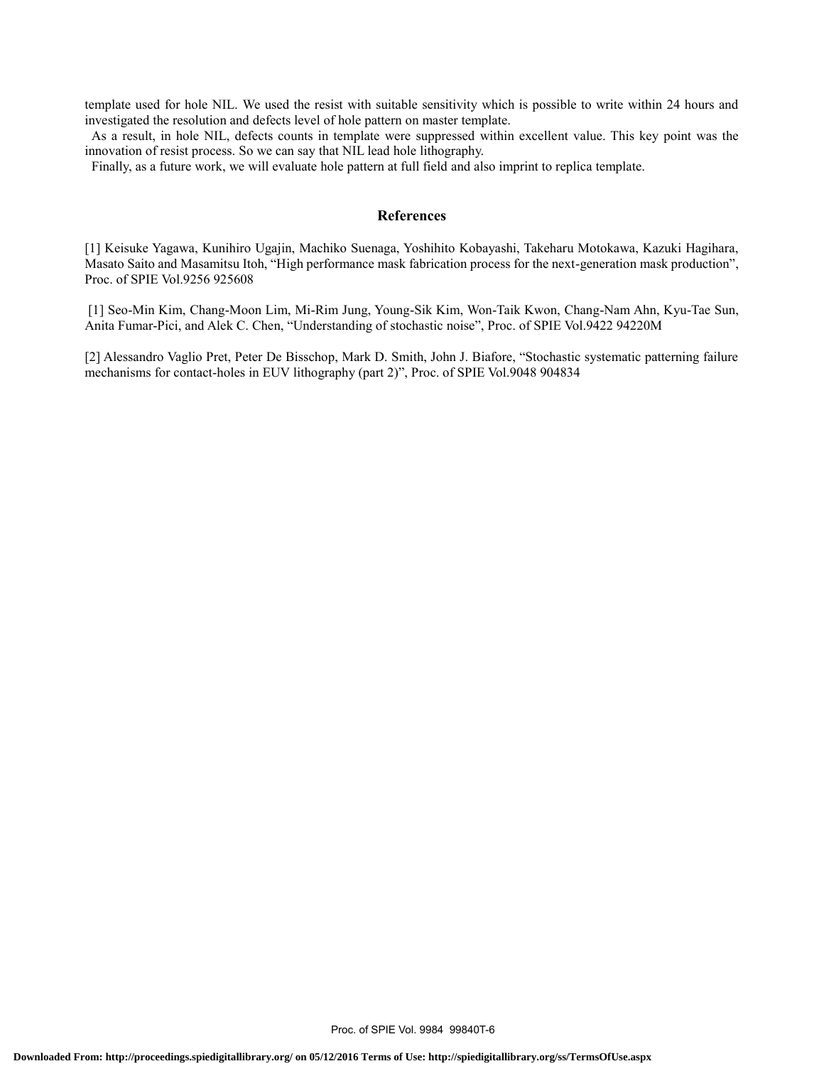template used for hole NIL. We used the resist with suitable sensitivity which is possible to write within 24 hours and investigated the resolution and defects level of hole pattern on master template.

As a result, in hole NIL, defects counts in template were suppressed within excellent value. This key point was the innovation of resist process. So we can say that NIL lead hole lithography.

Finally, as a future work, we will evaluate hole pattern at full field and also imprint to replica template.

## References

[1] Keisuke Yagawa, Kunihiro Ugajin, Machiko Suenaga, Yoshihito Kobayashi, Takeharu Motokawa, Kazuki Hagihara, Masato Saito and Masamitsu Itoh, "High performance mask fabrication process for the next-generation mask production", Proc. of SPIE Vol.9256 925608

[1] Seo-Min Kim, Chang-Moon Lim, Mi-Rim Jung, Young-Sik Kim, Won-Taik Kwon, Chang-Nam Ahn, Kyu-Tae Sun, Anita Fumar-Pici, and Alek C. Chen, "Understanding of stochastic noise", Proc. of SPIE Vol.9422 94220M

[2] Alessandro Vaglio Pret, Peter De Bisschop, Mark D. Smith, John J. Biafore, "Stochastic systematic patterning failure mechanisms for contact-holes in EUV lithography (part 2)", Proc. of SPIE Vol.9048 904834